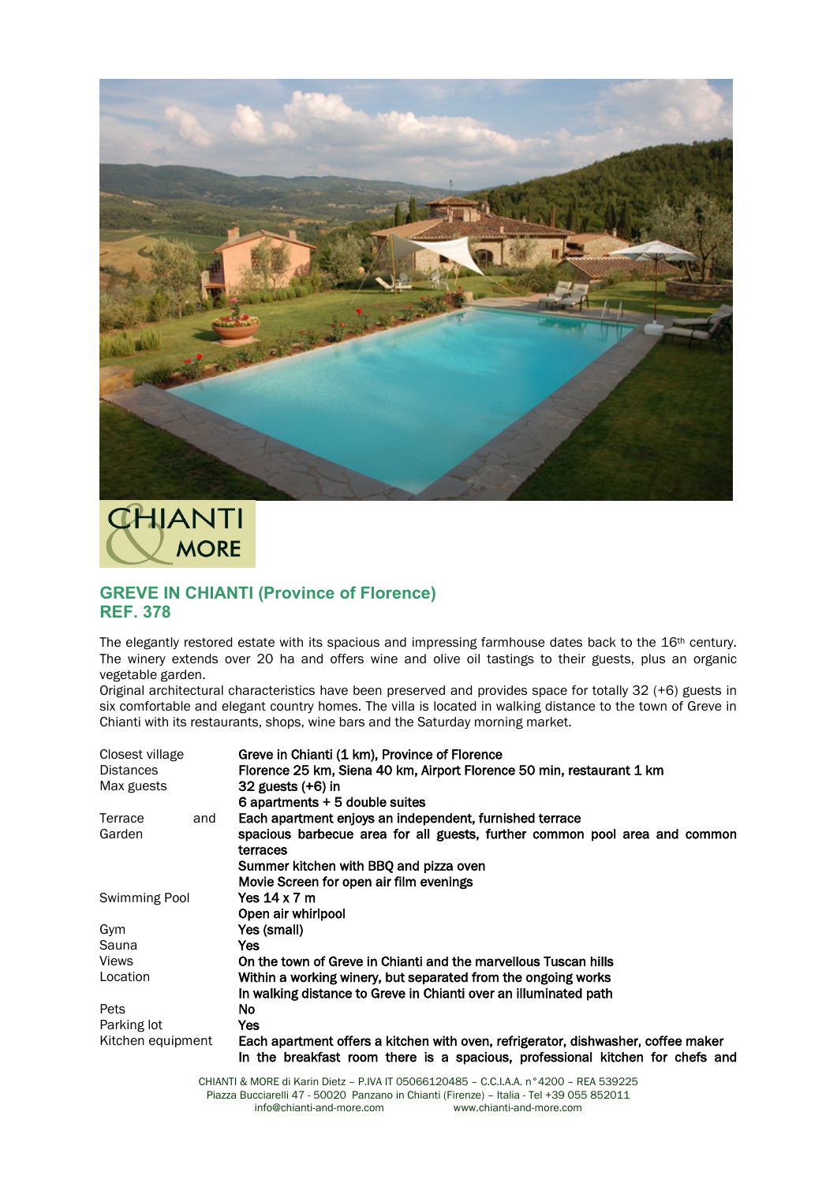## GREVE IN CHIANTI (Province of Florence)
## REF. 378

The elegantly restored estate with its spacious and impressing farmhouse dates back to the 16th century. The winery extends over 20 ha and offers wine and olive oil tastings to their guests, plus an organic vegetable garden.
Original architectural characteristics have been preserved and provides space for totally 32 (+6) guests in six comfortable and elegant country homes. The villa is located in walking distance to the town of Greve in Chianti with its restaurants, shops, wine bars and the Saturday morning market.

| | |
|---|---|
| Closest village | Greve in Chianti (1 km), Province of Florence |
| Distances | Florence 25 km, Siena 40 km, Airport Florence 50 min, restaurant 1 km |
| Max guests | 32 guests (+6) in<br>6 apartments + 5 double suites |
| Terrace and Garden | Each apartment enjoys an independent, furnished terrace<br>spacious barbecue area for all guests, further common pool area and common terraces<br>Summer kitchen with BBQ and pizza oven<br>Movie Screen for open air film evenings |
| Swimming Pool | Yes 14 x 7 m<br>Open air whirlpool |
| Gym | Yes (small) |
| Sauna | Yes |
| Views | On the town of Greve in Chianti and the marvellous Tuscan hills |
| Location | Within a working winery, but separated from the ongoing works<br>In walking distance to Greve in Chianti over an illuminated path |
| Pets | No |
| Parking lot | Yes |
| Kitchen equipment | Each apartment offers a kitchen with oven, refrigerator, dishwasher, coffee maker<br>In the breakfast room there is a spacious, professional kitchen for chefs and |

CHIANTI & MORE di Karin Dietz – P.IVA IT 05066120485 – C.C.I.A.A. n°4200 – REA 539225
Piazza Bucciarelli 47 - 50020 Panzano in Chianti (Firenze) – Italia - Tel +39 055 852011
info@chianti-and-more.com www.chianti-and-more.com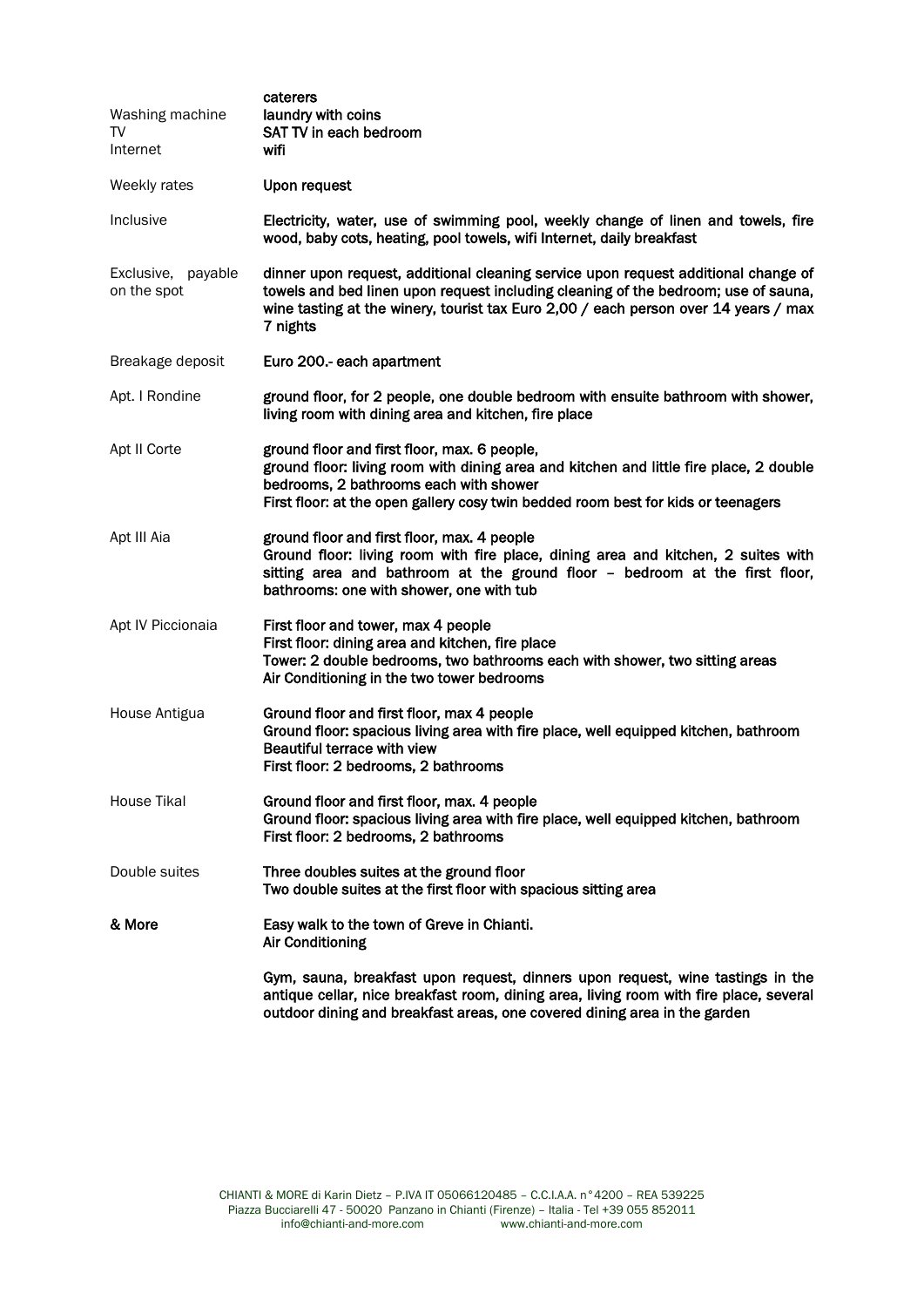| | |
|---|---|
| | caterers |
| Washing machine | laundry with coins |
| TV | SAT TV in each bedroom |
| Internet | wifi |
| Weekly rates | Upon request |
| Inclusive | Electricity, water, use of swimming pool, weekly change of linen and towels, fire wood, baby cots, heating, pool towels, wifi Internet, daily breakfast |
| Exclusive, payable on the spot | dinner upon request, additional cleaning service upon request additional change of towels and bed linen upon request including cleaning of the bedroom; use of sauna, wine tasting at the winery, tourist tax Euro 2,00 / each person over 14 years / max 7 nights |
| Breakage deposit | Euro 200.- each apartment |
| Apt. I Rondine | ground floor, for 2 people, one double bedroom with ensuite bathroom with shower, living room with dining area and kitchen, fire place |
| Apt II Corte | ground floor and first floor, max. 6 people,<br>ground floor: living room with dining area and kitchen and little fire place, 2 double bedrooms, 2 bathrooms each with shower<br>First floor: at the open gallery cosy twin bedded room best for kids or teenagers |
| Apt III Aia | ground floor and first floor, max. 4 people<br>Ground floor: living room with fire place, dining area and kitchen, 2 suites with sitting area and bathroom at the ground floor – bedroom at the first floor, bathrooms: one with shower, one with tub |
| Apt IV Piccionaia | First floor and tower, max 4 people<br>First floor: dining area and kitchen, fire place<br>Tower: 2 double bedrooms, two bathrooms each with shower, two sitting areas<br>Air Conditioning in the two tower bedrooms |
| House Antigua | Ground floor and first floor, max 4 people<br>Ground floor: spacious living area with fire place, well equipped kitchen, bathroom<br>Beautiful terrace with view<br>First floor: 2 bedrooms, 2 bathrooms |
| House Tikal | Ground floor and first floor, max. 4 people<br>Ground floor: spacious living area with fire place, well equipped kitchen, bathroom<br>First floor: 2 bedrooms, 2 bathrooms |
| Double suites | Three doubles suites at the ground floor<br>Two double suites at the first floor with spacious sitting area |
| **& More** | Easy walk to the town of Greve in Chianti.<br>Air Conditioning<br><br>Gym, sauna, breakfast upon request, dinners upon request, wine tastings in the antique cellar, nice breakfast room, dining area, living room with fire place, several outdoor dining and breakfast areas, one covered dining area in the garden |

CHIANTI & MORE di Karin Dietz – P.IVA IT 05066120485 – C.C.I.A.A. n°4200 – REA 539225
Piazza Bucciarelli 47 - 50020 Panzano in Chianti (Firenze) – Italia - Tel +39 055 852011
info@chianti-and-more.com www.chianti-and-more.com